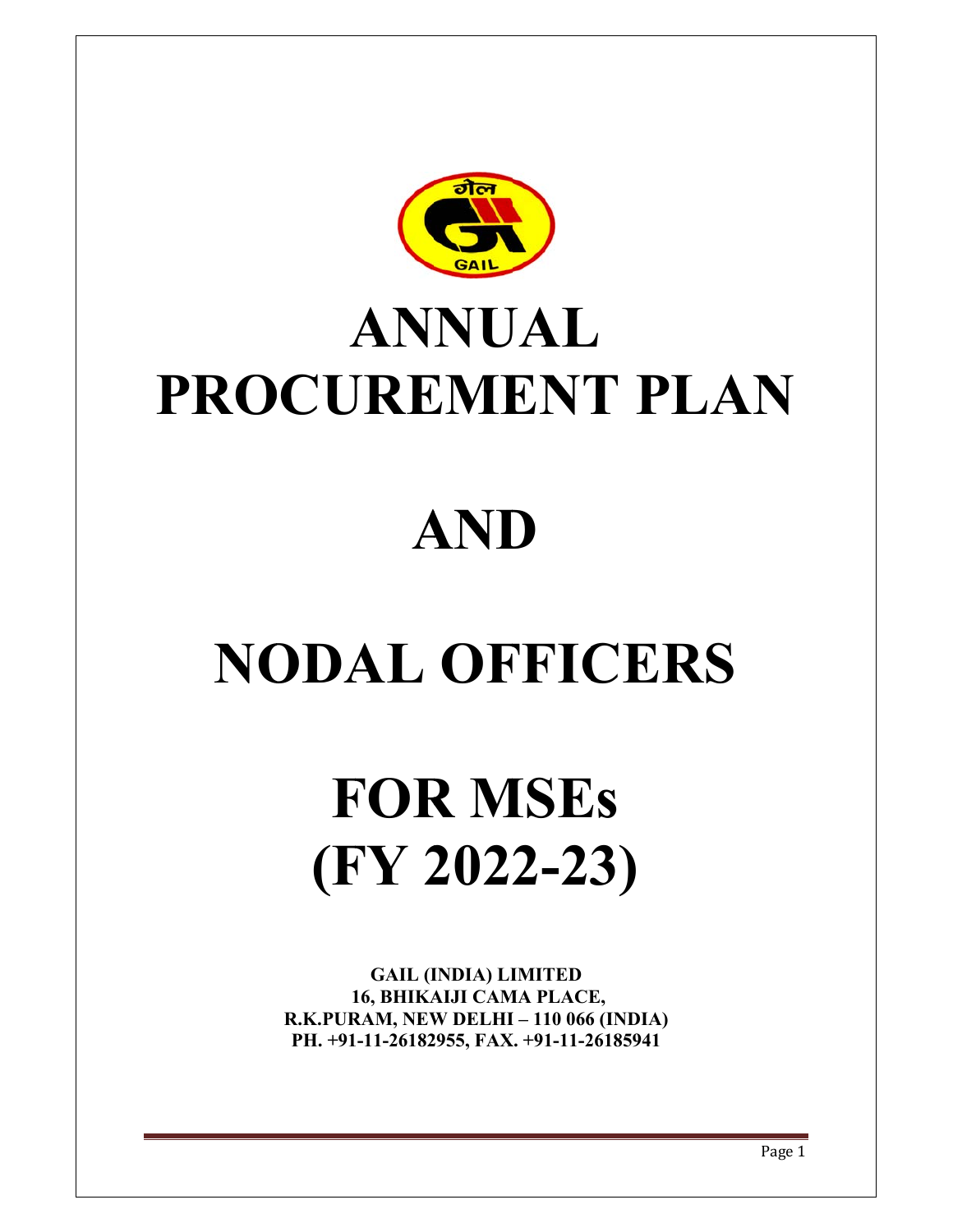# ANNUAL PROCUREMENT PLAN

# AND

# NODAL OFFICERS

# FOR MSEs (FY 2022-23)

**GAIL (INDIA) LIMITED**
**16, BHIKAIJI CAMA PLACE,**
**R.K.PURAM, NEW DELHI – 110 066 (INDIA)**
**PH. +91-11-26182955, FAX. +91-11-26185941**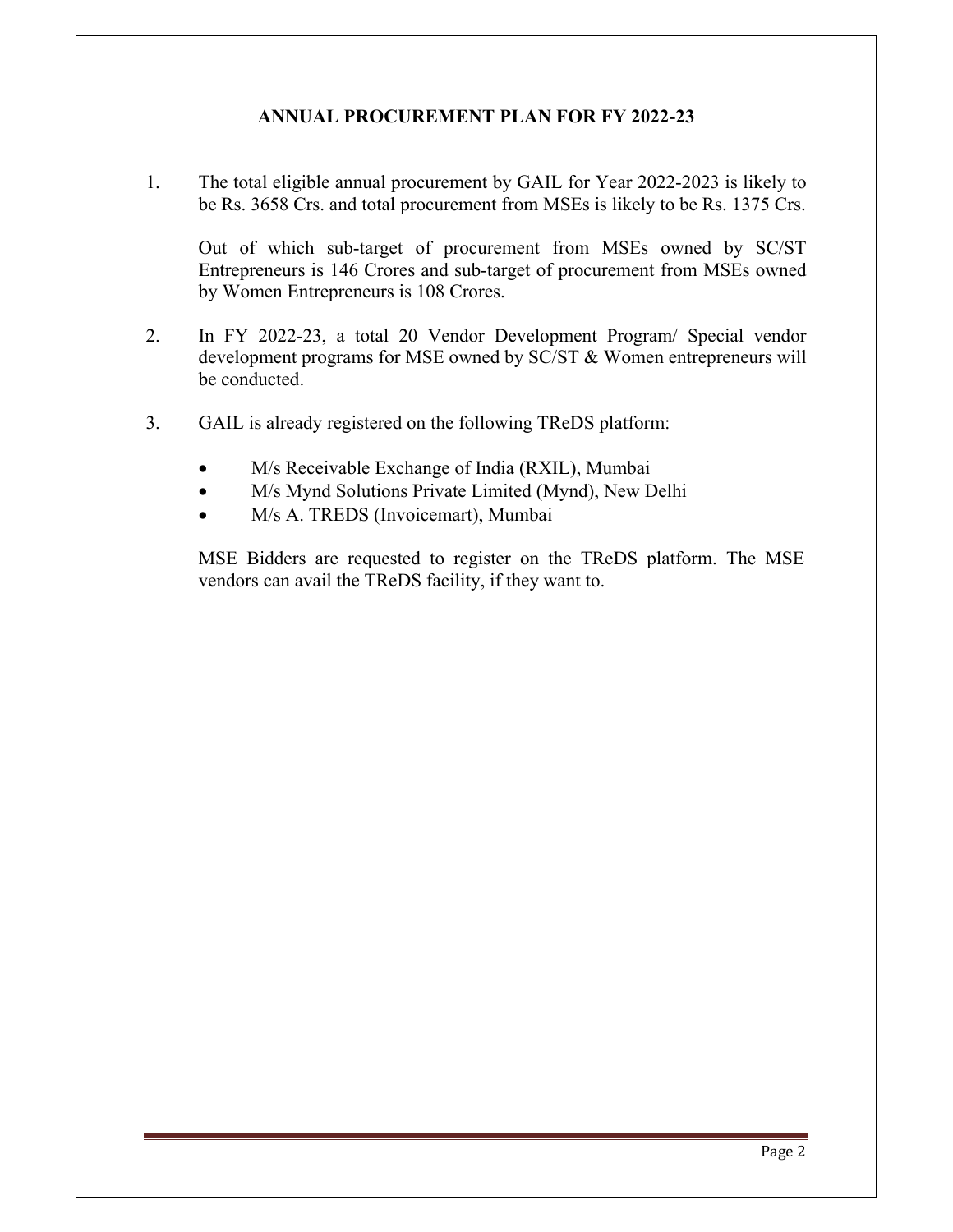# ANNUAL PROCUREMENT PLAN FOR FY 2022-23

1. The total eligible annual procurement by GAIL for Year 2022-2023 is likely to be Rs. 3658 Crs. and total procurement from MSEs is likely to be Rs. 1375 Crs.

   Out of which sub-target of procurement from MSEs owned by SC/ST Entrepreneurs is 146 Crores and sub-target of procurement from MSEs owned by Women Entrepreneurs is 108 Crores.

2. In FY 2022-23, a total 20 Vendor Development Program/ Special vendor development programs for MSE owned by SC/ST & Women entrepreneurs will be conducted.

3. GAIL is already registered on the following TReDS platform:

   - M/s Receivable Exchange of India (RXIL), Mumbai
   - M/s Mynd Solutions Private Limited (Mynd), New Delhi
   - M/s A. TREDS (Invoicemart), Mumbai

   MSE Bidders are requested to register on the TReDS platform. The MSE vendors can avail the TReDS facility, if they want to.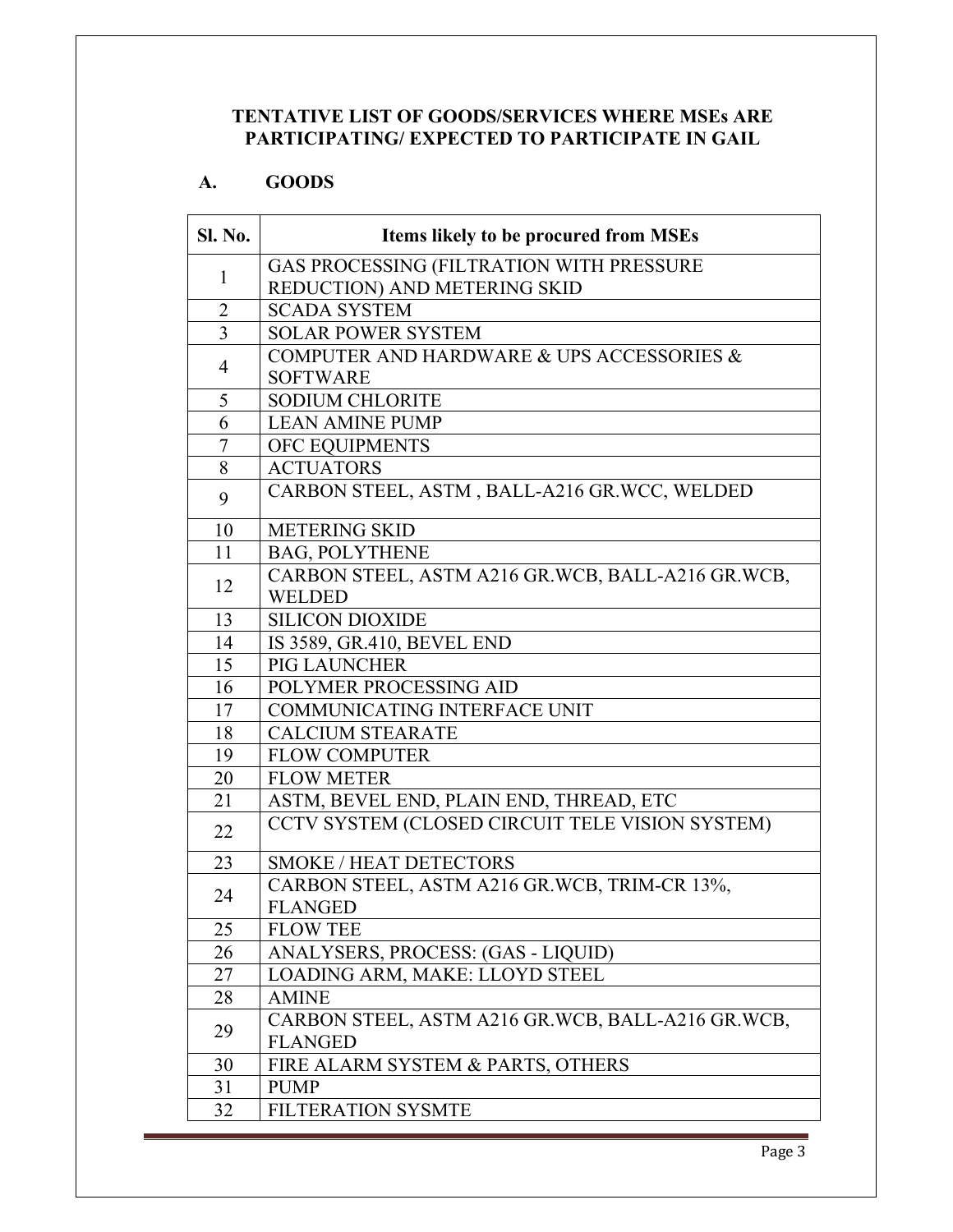## TENTATIVE LIST OF GOODS/SERVICES WHERE MSEs ARE PARTICIPATING/ EXPECTED TO PARTICIPATE IN GAIL

### A. GOODS

| Sl. No. | Items likely to be procured from MSEs |
|---|---|
| 1 | GAS PROCESSING (FILTRATION WITH PRESSURE REDUCTION) AND METERING SKID |
| 2 | SCADA SYSTEM |
| 3 | SOLAR POWER SYSTEM |
| 4 | COMPUTER AND HARDWARE & UPS ACCESSORIES & SOFTWARE |
| 5 | SODIUM CHLORITE |
| 6 | LEAN AMINE PUMP |
| 7 | OFC EQUIPMENTS |
| 8 | ACTUATORS |
| 9 | CARBON STEEL, ASTM , BALL-A216 GR.WCC, WELDED |
| 10 | METERING SKID |
| 11 | BAG, POLYTHENE |
| 12 | CARBON STEEL, ASTM A216 GR.WCB, BALL-A216 GR.WCB, WELDED |
| 13 | SILICON DIOXIDE |
| 14 | IS 3589, GR.410, BEVEL END |
| 15 | PIG LAUNCHER |
| 16 | POLYMER PROCESSING AID |
| 17 | COMMUNICATING INTERFACE UNIT |
| 18 | CALCIUM STEARATE |
| 19 | FLOW COMPUTER |
| 20 | FLOW METER |
| 21 | ASTM, BEVEL END, PLAIN END, THREAD, ETC |
| 22 | CCTV SYSTEM (CLOSED CIRCUIT TELE VISION SYSTEM) |
| 23 | SMOKE / HEAT DETECTORS |
| 24 | CARBON STEEL, ASTM A216 GR.WCB, TRIM-CR 13%, FLANGED |
| 25 | FLOW TEE |
| 26 | ANALYSERS, PROCESS: (GAS - LIQUID) |
| 27 | LOADING ARM, MAKE: LLOYD STEEL |
| 28 | AMINE |
| 29 | CARBON STEEL, ASTM A216 GR.WCB, BALL-A216 GR.WCB, FLANGED |
| 30 | FIRE ALARM SYSTEM & PARTS, OTHERS |
| 31 | PUMP |
| 32 | FILTERATION SYSMTE |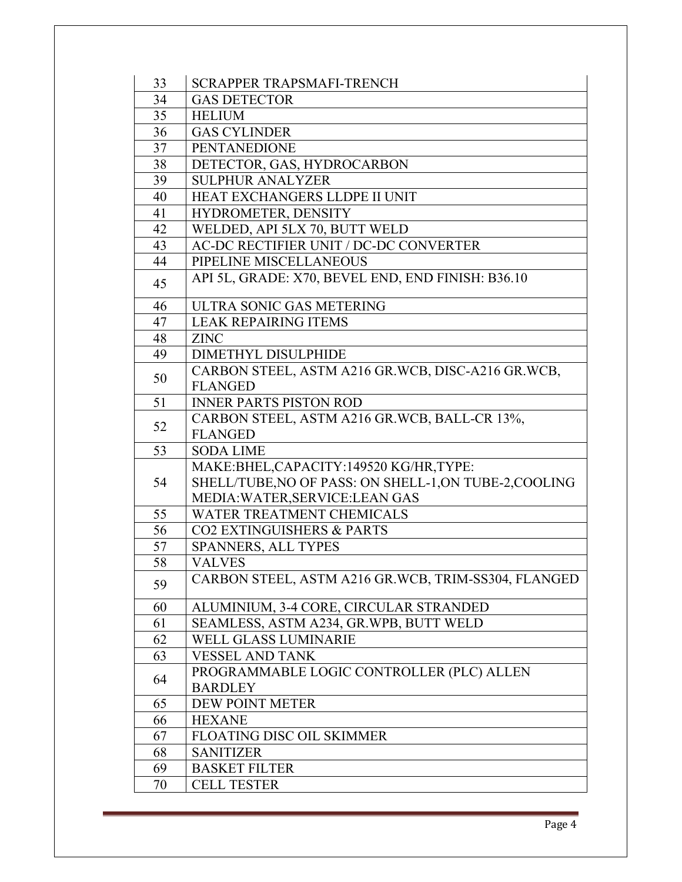| 33 | SCRAPPER TRAPSMAFI-TRENCH |
|---|---|
| 34 | GAS DETECTOR |
| 35 | HELIUM |
| 36 | GAS CYLINDER |
| 37 | PENTANEDIONE |
| 38 | DETECTOR, GAS, HYDROCARBON |
| 39 | SULPHUR ANALYZER |
| 40 | HEAT EXCHANGERS LLDPE II UNIT |
| 41 | HYDROMETER, DENSITY |
| 42 | WELDED, API 5LX 70, BUTT WELD |
| 43 | AC-DC RECTIFIER UNIT / DC-DC CONVERTER |
| 44 | PIPELINE MISCELLANEOUS |
| 45 | API 5L, GRADE: X70, BEVEL END, END FINISH: B36.10 |
| 46 | ULTRA SONIC GAS METERING |
| 47 | LEAK REPAIRING ITEMS |
| 48 | ZINC |
| 49 | DIMETHYL DISULPHIDE |
| 50 | CARBON STEEL, ASTM A216 GR.WCB, DISC-A216 GR.WCB, FLANGED |
| 51 | INNER PARTS PISTON ROD |
| 52 | CARBON STEEL, ASTM A216 GR.WCB, BALL-CR 13%, FLANGED |
| 53 | SODA LIME |
| 54 | MAKE:BHEL,CAPACITY:149520 KG/HR,TYPE: SHELL/TUBE,NO OF PASS: ON SHELL-1,ON TUBE-2,COOLING MEDIA:WATER,SERVICE:LEAN GAS |
| 55 | WATER TREATMENT CHEMICALS |
| 56 | CO2 EXTINGUISHERS & PARTS |
| 57 | SPANNERS, ALL TYPES |
| 58 | VALVES |
| 59 | CARBON STEEL, ASTM A216 GR.WCB, TRIM-SS304, FLANGED |
| 60 | ALUMINIUM, 3-4 CORE, CIRCULAR STRANDED |
| 61 | SEAMLESS, ASTM A234, GR.WPB, BUTT WELD |
| 62 | WELL GLASS LUMINARIE |
| 63 | VESSEL AND TANK |
| 64 | PROGRAMMABLE LOGIC CONTROLLER (PLC) ALLEN BARDLEY |
| 65 | DEW POINT METER |
| 66 | HEXANE |
| 67 | FLOATING DISC OIL SKIMMER |
| 68 | SANITIZER |
| 69 | BASKET FILTER |
| 70 | CELL TESTER |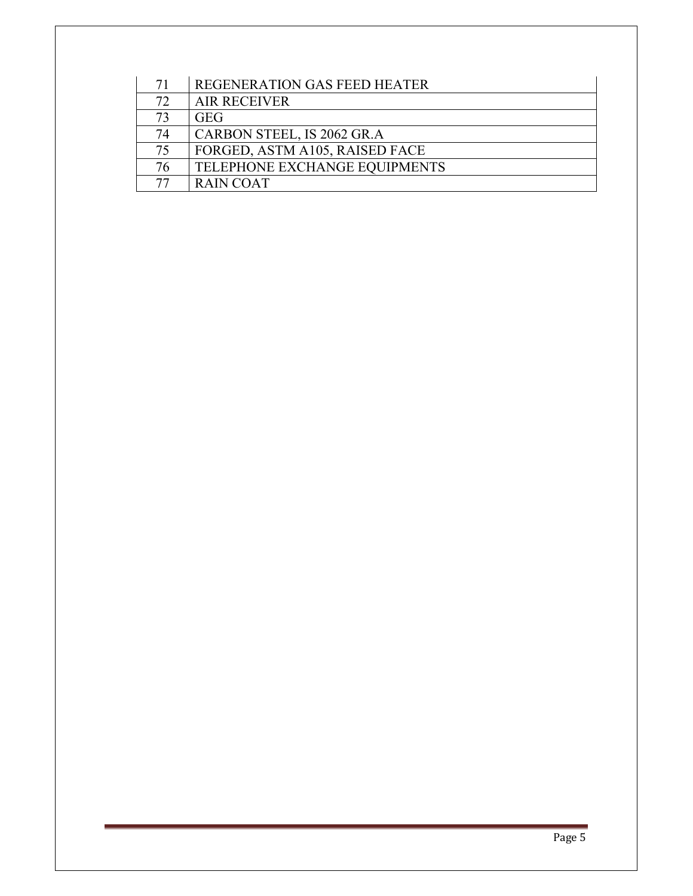| 71 | REGENERATION GAS FEED HEATER |
|---|---|
| 72 | AIR RECEIVER |
| 73 | GEG |
| 74 | CARBON STEEL, IS 2062 GR.A |
| 75 | FORGED, ASTM A105, RAISED FACE |
| 76 | TELEPHONE EXCHANGE EQUIPMENTS |
| 77 | RAIN COAT |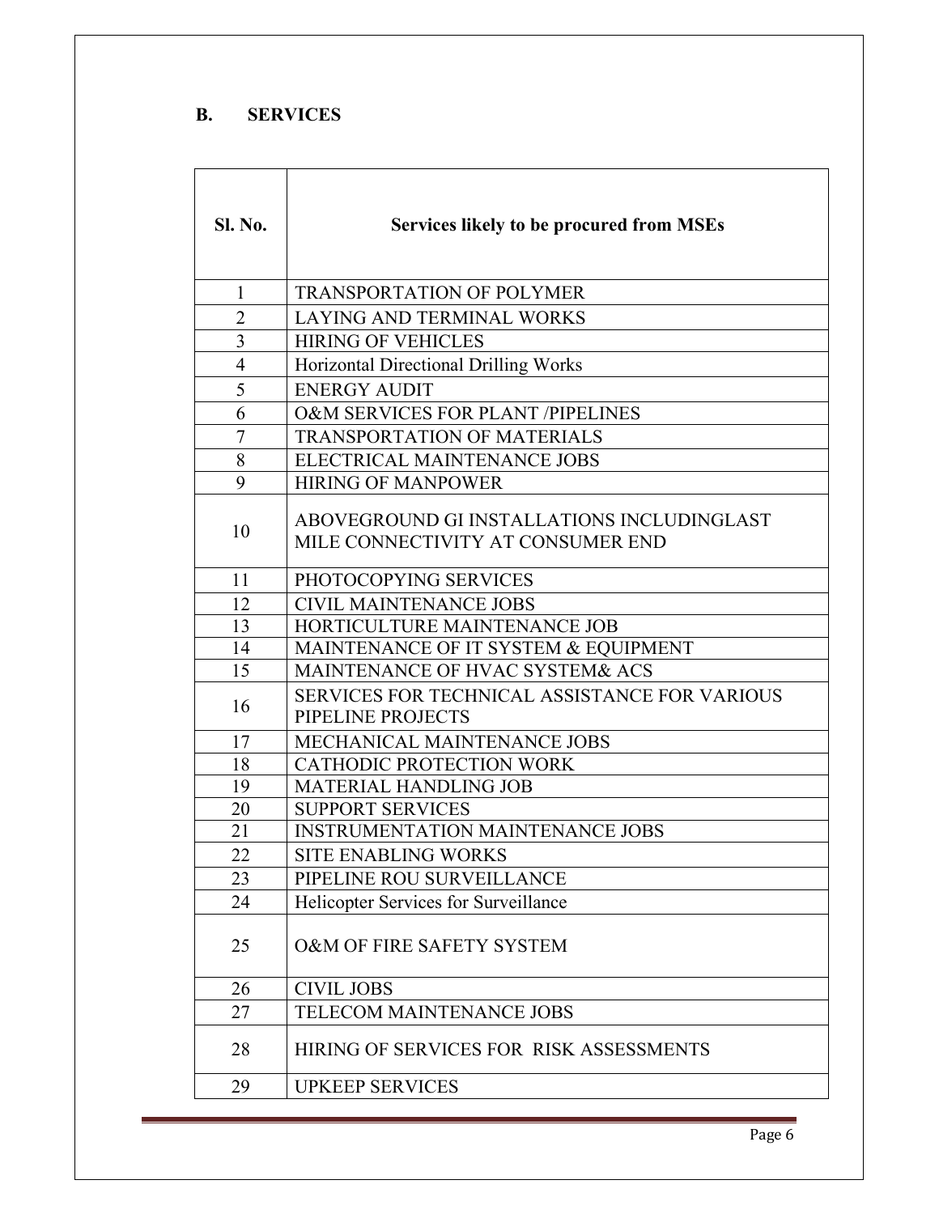## B. SERVICES

| Sl. No. | Services likely to be procured from MSEs |
|---|---|
| 1 | TRANSPORTATION OF POLYMER |
| 2 | LAYING AND TERMINAL WORKS |
| 3 | HIRING OF VEHICLES |
| 4 | Horizontal Directional Drilling Works |
| 5 | ENERGY AUDIT |
| 6 | O&M SERVICES FOR PLANT /PIPELINES |
| 7 | TRANSPORTATION OF MATERIALS |
| 8 | ELECTRICAL MAINTENANCE JOBS |
| 9 | HIRING OF MANPOWER |
| 10 | ABOVEGROUND GI INSTALLATIONS INCLUDINGLAST MILE CONNECTIVITY AT CONSUMER END |
| 11 | PHOTOCOPYING SERVICES |
| 12 | CIVIL MAINTENANCE JOBS |
| 13 | HORTICULTURE MAINTENANCE JOB |
| 14 | MAINTENANCE OF IT SYSTEM & EQUIPMENT |
| 15 | MAINTENANCE OF HVAC SYSTEM& ACS |
| 16 | SERVICES FOR TECHNICAL ASSISTANCE FOR VARIOUS PIPELINE PROJECTS |
| 17 | MECHANICAL MAINTENANCE JOBS |
| 18 | CATHODIC PROTECTION WORK |
| 19 | MATERIAL HANDLING JOB |
| 20 | SUPPORT SERVICES |
| 21 | INSTRUMENTATION MAINTENANCE JOBS |
| 22 | SITE ENABLING WORKS |
| 23 | PIPELINE ROU SURVEILLANCE |
| 24 | Helicopter Services for Surveillance |
| 25 | O&M OF FIRE SAFETY SYSTEM |
| 26 | CIVIL JOBS |
| 27 | TELECOM MAINTENANCE JOBS |
| 28 | HIRING OF SERVICES FOR RISK ASSESSMENTS |
| 29 | UPKEEP SERVICES |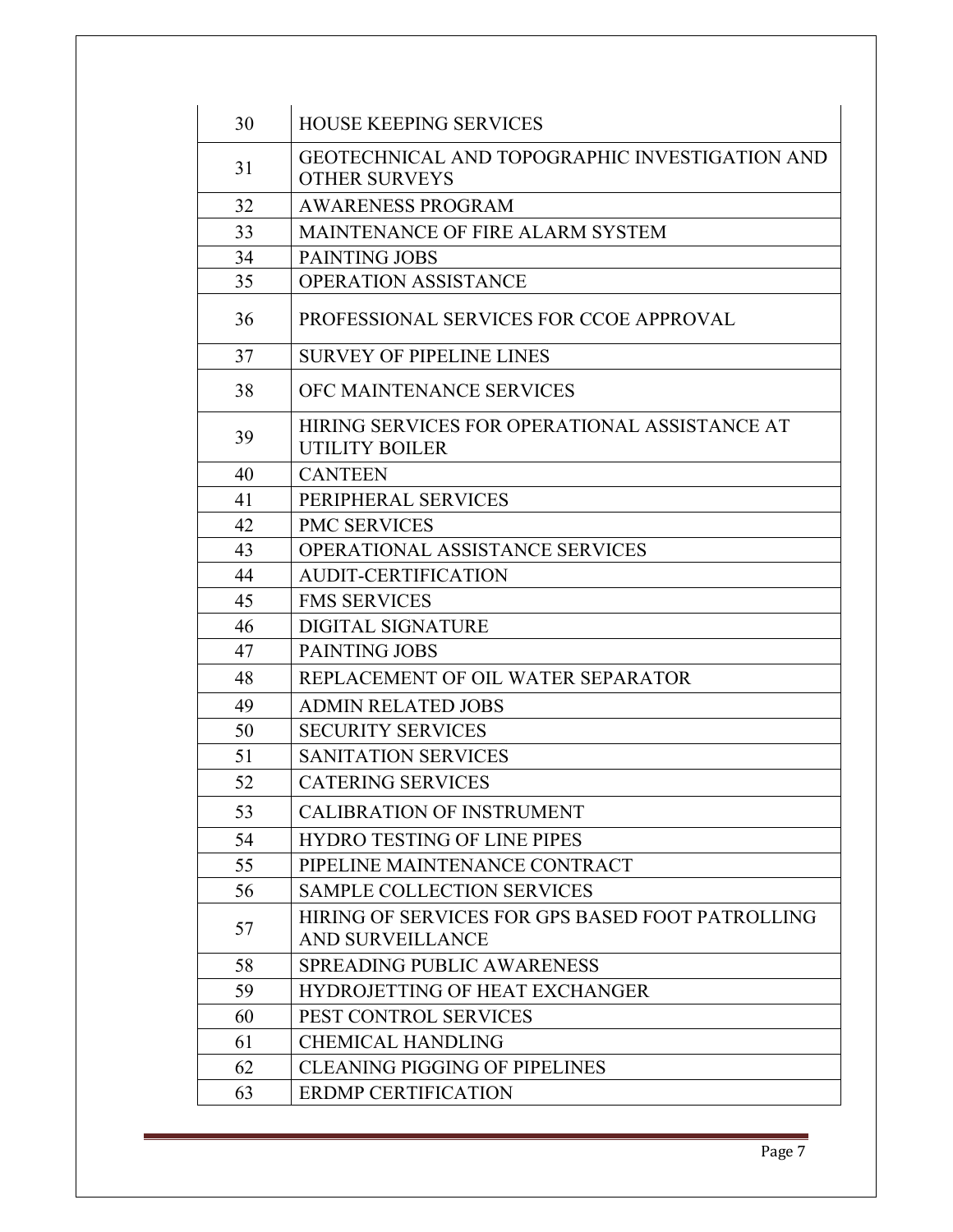| | |
|---|---|
| 30 | HOUSE KEEPING SERVICES |
| 31 | GEOTECHNICAL AND TOPOGRAPHIC INVESTIGATION AND OTHER SURVEYS |
| 32 | AWARENESS PROGRAM |
| 33 | MAINTENANCE OF FIRE ALARM SYSTEM |
| 34 | PAINTING JOBS |
| 35 | OPERATION ASSISTANCE |
| 36 | PROFESSIONAL SERVICES FOR CCOE APPROVAL |
| 37 | SURVEY OF PIPELINE LINES |
| 38 | OFC MAINTENANCE SERVICES |
| 39 | HIRING SERVICES FOR OPERATIONAL ASSISTANCE AT UTILITY BOILER |
| 40 | CANTEEN |
| 41 | PERIPHERAL SERVICES |
| 42 | PMC SERVICES |
| 43 | OPERATIONAL ASSISTANCE SERVICES |
| 44 | AUDIT-CERTIFICATION |
| 45 | FMS SERVICES |
| 46 | DIGITAL SIGNATURE |
| 47 | PAINTING JOBS |
| 48 | REPLACEMENT OF OIL WATER SEPARATOR |
| 49 | ADMIN RELATED JOBS |
| 50 | SECURITY SERVICES |
| 51 | SANITATION SERVICES |
| 52 | CATERING SERVICES |
| 53 | CALIBRATION OF INSTRUMENT |
| 54 | HYDRO TESTING OF LINE PIPES |
| 55 | PIPELINE MAINTENANCE CONTRACT |
| 56 | SAMPLE COLLECTION SERVICES |
| 57 | HIRING OF SERVICES FOR GPS BASED FOOT PATROLLING AND SURVEILLANCE |
| 58 | SPREADING PUBLIC AWARENESS |
| 59 | HYDROJETTING OF HEAT EXCHANGER |
| 60 | PEST CONTROL SERVICES |
| 61 | CHEMICAL HANDLING |
| 62 | CLEANING PIGGING OF PIPELINES |
| 63 | ERDMP CERTIFICATION |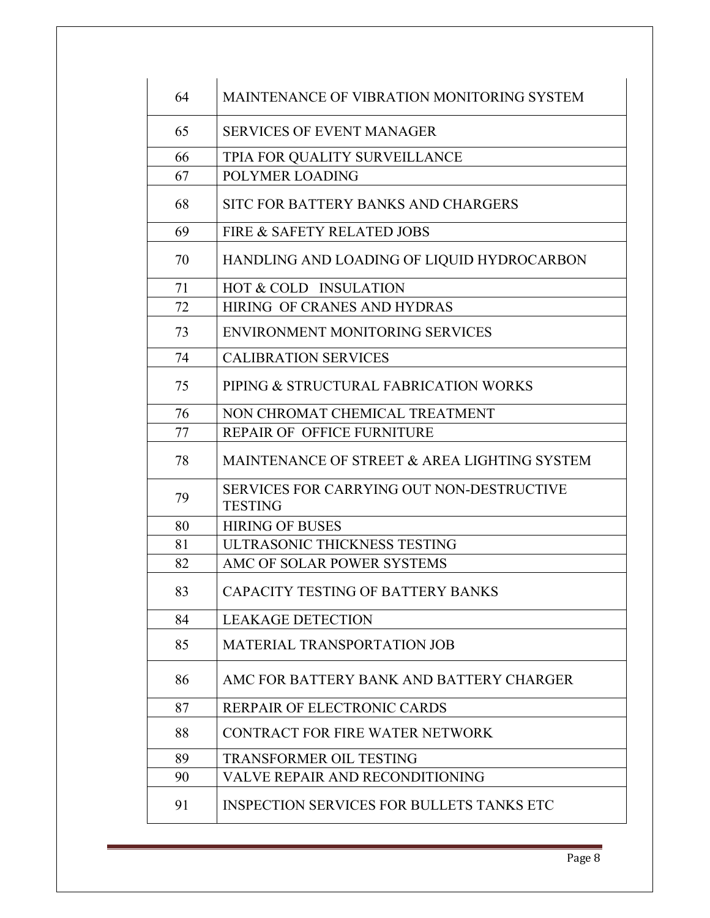| | |
|---|---|
| 64 | MAINTENANCE OF VIBRATION MONITORING SYSTEM |
| 65 | SERVICES OF EVENT MANAGER |
| 66 | TPIA FOR QUALITY SURVEILLANCE |
| 67 | POLYMER LOADING |
| 68 | SITC FOR BATTERY BANKS AND CHARGERS |
| 69 | FIRE & SAFETY RELATED JOBS |
| 70 | HANDLING AND LOADING OF LIQUID HYDROCARBON |
| 71 | HOT & COLD INSULATION |
| 72 | HIRING OF CRANES AND HYDRAS |
| 73 | ENVIRONMENT MONITORING SERVICES |
| 74 | CALIBRATION SERVICES |
| 75 | PIPING & STRUCTURAL FABRICATION WORKS |
| 76 | NON CHROMAT CHEMICAL TREATMENT |
| 77 | REPAIR OF OFFICE FURNITURE |
| 78 | MAINTENANCE OF STREET & AREA LIGHTING SYSTEM |
| 79 | SERVICES FOR CARRYING OUT NON-DESTRUCTIVE TESTING |
| 80 | HIRING OF BUSES |
| 81 | ULTRASONIC THICKNESS TESTING |
| 82 | AMC OF SOLAR POWER SYSTEMS |
| 83 | CAPACITY TESTING OF BATTERY BANKS |
| 84 | LEAKAGE DETECTION |
| 85 | MATERIAL TRANSPORTATION JOB |
| 86 | AMC FOR BATTERY BANK AND BATTERY CHARGER |
| 87 | RERPAIR OF ELECTRONIC CARDS |
| 88 | CONTRACT FOR FIRE WATER NETWORK |
| 89 | TRANSFORMER OIL TESTING |
| 90 | VALVE REPAIR AND RECONDITIONING |
| 91 | INSPECTION SERVICES FOR BULLETS TANKS ETC |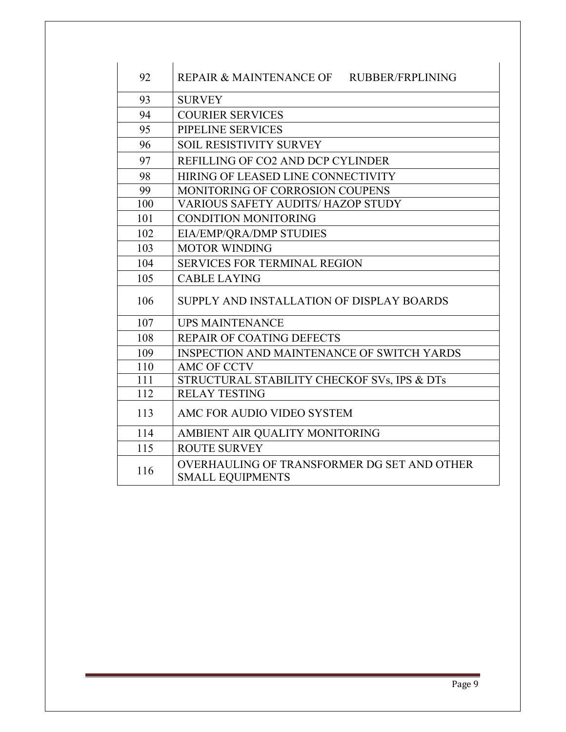| 92 | REPAIR & MAINTENANCE OF RUBBER/FRPLINING |
|---|---|
| 93 | SURVEY |
| 94 | COURIER SERVICES |
| 95 | PIPELINE SERVICES |
| 96 | SOIL RESISTIVITY SURVEY |
| 97 | REFILLING OF CO2 AND DCP CYLINDER |
| 98 | HIRING OF LEASED LINE CONNECTIVITY |
| 99 | MONITORING OF CORROSION COUPENS |
| 100 | VARIOUS SAFETY AUDITS/ HAZOP STUDY |
| 101 | CONDITION MONITORING |
| 102 | EIA/EMP/QRA/DMP STUDIES |
| 103 | MOTOR WINDING |
| 104 | SERVICES FOR TERMINAL REGION |
| 105 | CABLE LAYING |
| 106 | SUPPLY AND INSTALLATION OF DISPLAY BOARDS |
| 107 | UPS MAINTENANCE |
| 108 | REPAIR OF COATING DEFECTS |
| 109 | INSPECTION AND MAINTENANCE OF SWITCH YARDS |
| 110 | AMC OF CCTV |
| 111 | STRUCTURAL STABILITY CHECKOF SVs, IPS & DTs |
| 112 | RELAY TESTING |
| 113 | AMC FOR AUDIO VIDEO SYSTEM |
| 114 | AMBIENT AIR QUALITY MONITORING |
| 115 | ROUTE SURVEY |
| 116 | OVERHAULING OF TRANSFORMER DG SET AND OTHER SMALL EQUIPMENTS |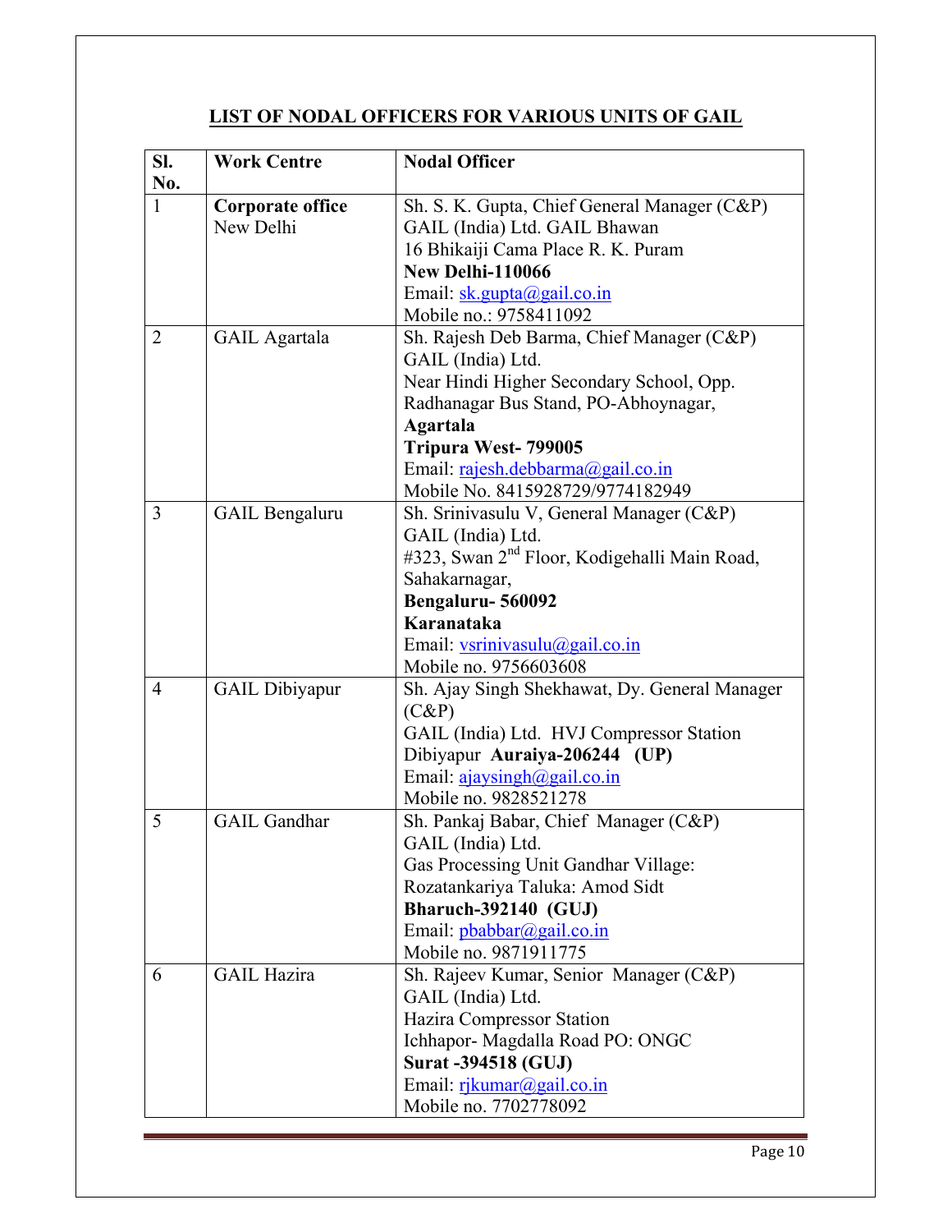# LIST OF NODAL OFFICERS FOR VARIOUS UNITS OF GAIL

| Sl. No. | Work Centre | Nodal Officer |
|---|---|---|
| 1 | **Corporate office** New Delhi | Sh. S. K. Gupta, Chief General Manager (C&P)<br>GAIL (India) Ltd. GAIL Bhawan<br>16 Bhikaiji Cama Place R. K. Puram<br>**New Delhi-110066**<br>Email: sk.gupta@gail.co.in<br>Mobile no.: 9758411092 |
| 2 | GAIL Agartala | Sh. Rajesh Deb Barma, Chief Manager (C&P)<br>GAIL (India) Ltd.<br>Near Hindi Higher Secondary School, Opp. Radhanagar Bus Stand, PO-Abhoynagar,<br>**Agartala**<br>**Tripura West- 799005**<br>Email: rajesh.debbarma@gail.co.in<br>Mobile No. 8415928729/9774182949 |
| 3 | GAIL Bengaluru | Sh. Srinivasulu V, General Manager (C&P)<br>GAIL (India) Ltd.<br>#323, Swan 2nd Floor, Kodigehalli Main Road, Sahakarnagar,<br>**Bengaluru- 560092**<br>**Karanataka**<br>Email: vsrinivasulu@gail.co.in<br>Mobile no. 9756603608 |
| 4 | GAIL Dibiyapur | Sh. Ajay Singh Shekhawat, Dy. General Manager (C&P)<br>GAIL (India) Ltd. HVJ Compressor Station<br>Dibiyapur **Auraiya-206244 (UP)**<br>Email: ajaysingh@gail.co.in<br>Mobile no. 9828521278 |
| 5 | GAIL Gandhar | Sh. Pankaj Babar, Chief Manager (C&P)<br>GAIL (India) Ltd.<br>Gas Processing Unit Gandhar Village: Rozatankariya Taluka: Amod Sidt<br>**Bharuch-392140 (GUJ)**<br>Email: pbabbar@gail.co.in<br>Mobile no. 9871911775 |
| 6 | GAIL Hazira | Sh. Rajeev Kumar, Senior Manager (C&P)<br>GAIL (India) Ltd.<br>Hazira Compressor Station<br>Ichhapor- Magdalla Road PO: ONGC<br>**Surat -394518 (GUJ)**<br>Email: rjkumar@gail.co.in<br>Mobile no. 7702778092 |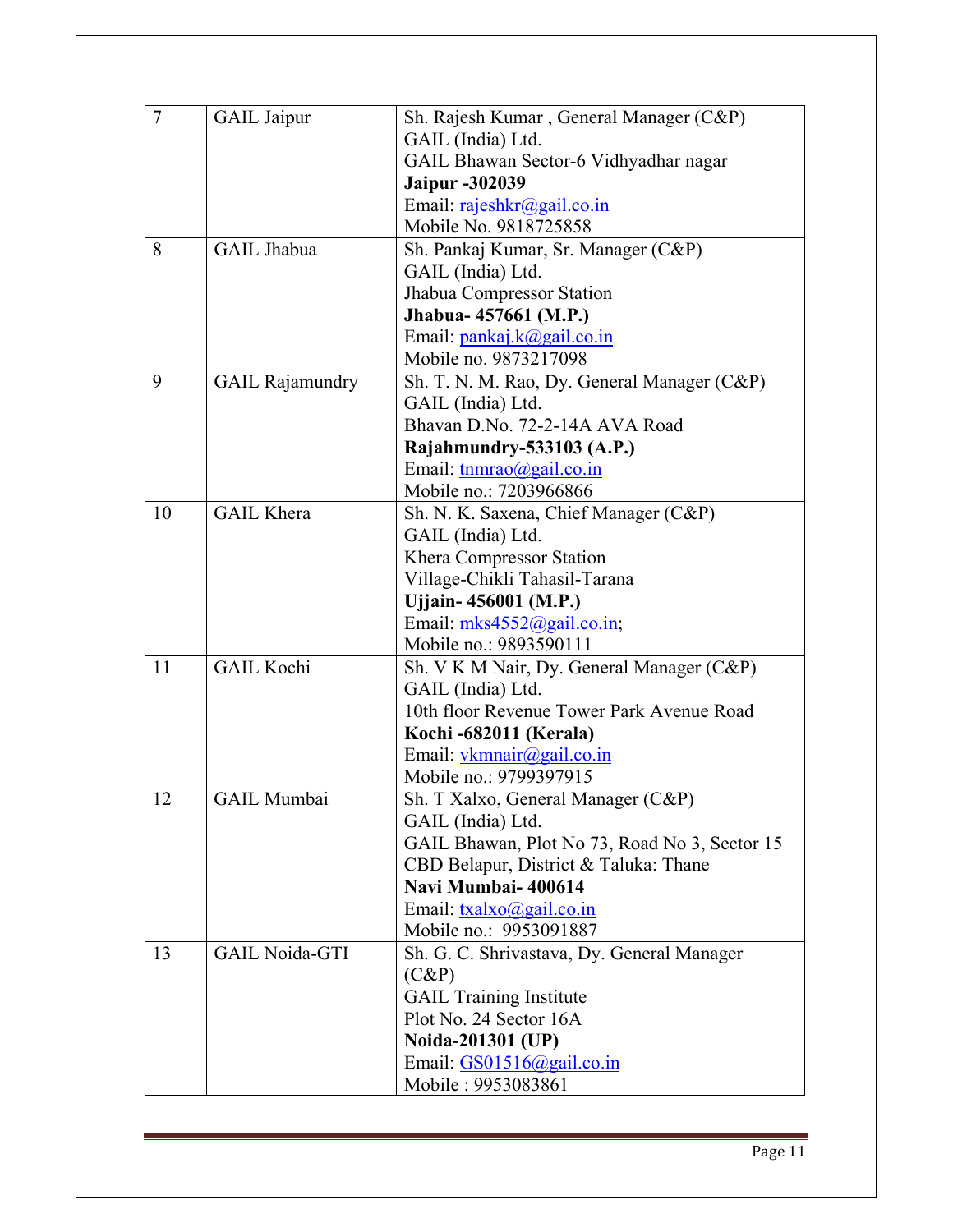| 7 | GAIL Jaipur | Sh. Rajesh Kumar , General Manager (C&P)<br>GAIL (India) Ltd.<br>GAIL Bhawan Sector-6 Vidhyadhar nagar<br>**Jaipur -302039**<br>Email: rajeshkr@gail.co.in<br>Mobile No. 9818725858 |
|---|---|---|
| 8 | GAIL Jhabua | Sh. Pankaj Kumar, Sr. Manager (C&P)<br>GAIL (India) Ltd.<br>Jhabua Compressor Station<br>**Jhabua- 457661 (M.P.)**<br>Email: pankaj.k@gail.co.in<br>Mobile no. 9873217098 |
| 9 | GAIL Rajamundry | Sh. T. N. M. Rao, Dy. General Manager (C&P)<br>GAIL (India) Ltd.<br>Bhavan D.No. 72-2-14A AVA Road<br>**Rajahmundry-533103 (A.P.)**<br>Email: tnmrao@gail.co.in<br>Mobile no.: 7203966866 |
| 10 | GAIL Khera | Sh. N. K. Saxena, Chief Manager (C&P)<br>GAIL (India) Ltd.<br>Khera Compressor Station<br>Village-Chikli Tahasil-Tarana<br>**Ujjain- 456001 (M.P.)**<br>Email: mks4552@gail.co.in;<br>Mobile no.: 9893590111 |
| 11 | GAIL Kochi | Sh. V K M Nair, Dy. General Manager (C&P)<br>GAIL (India) Ltd.<br>10th floor Revenue Tower Park Avenue Road<br>**Kochi -682011 (Kerala)**<br>Email: vkmnair@gail.co.in<br>Mobile no.: 9799397915 |
| 12 | GAIL Mumbai | Sh. T Xalxo, General Manager (C&P)<br>GAIL (India) Ltd.<br>GAIL Bhawan, Plot No 73, Road No 3, Sector 15<br>CBD Belapur, District & Taluka: Thane<br>**Navi Mumbai- 400614**<br>Email: txalxo@gail.co.in<br>Mobile no.: 9953091887 |
| 13 | GAIL Noida-GTI | Sh. G. C. Shrivastava, Dy. General Manager (C&P)<br>GAIL Training Institute<br>Plot No. 24 Sector 16A<br>**Noida-201301 (UP)**<br>Email: GS01516@gail.co.in<br>Mobile : 9953083861 |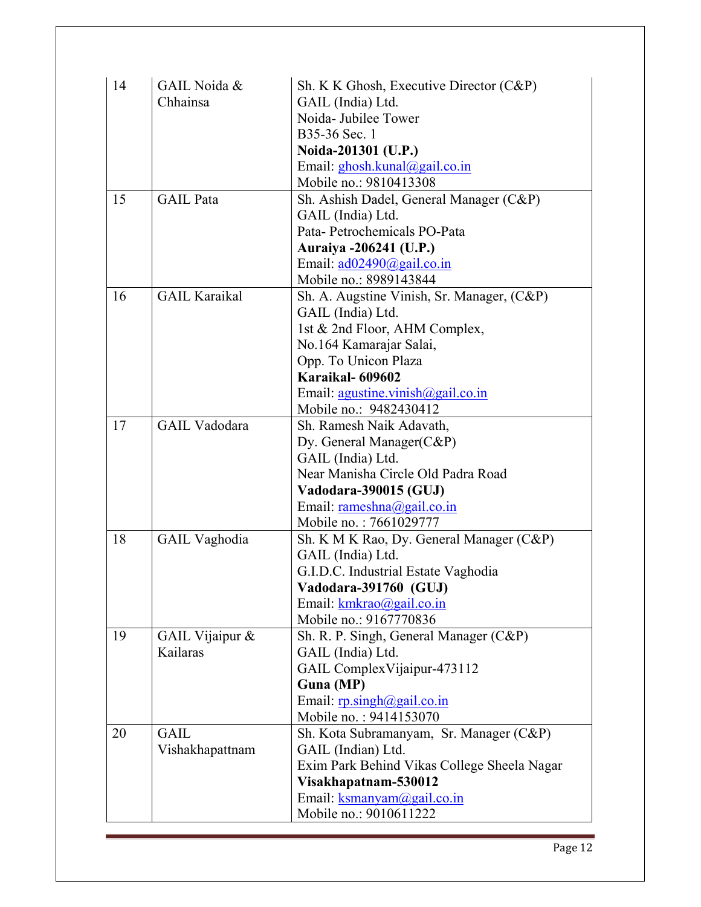| | | |
|---|---|---|
| 14 | GAIL Noida & Chhainsa | Sh. K K Ghosh, Executive Director (C&P)<br>GAIL (India) Ltd.<br>Noida- Jubilee Tower<br>B35-36 Sec. 1<br>**Noida-201301 (U.P.)**<br>Email: ghosh.kunal@gail.co.in<br>Mobile no.: 9810413308 |
| 15 | GAIL Pata | Sh. Ashish Dadel, General Manager (C&P)<br>GAIL (India) Ltd.<br>Pata- Petrochemicals PO-Pata<br>**Auraiya -206241 (U.P.)**<br>Email: ad02490@gail.co.in<br>Mobile no.: 8989143844 |
| 16 | GAIL Karaikal | Sh. A. Augstine Vinish, Sr. Manager, (C&P)<br>GAIL (India) Ltd.<br>1st & 2nd Floor, AHM Complex,<br>No.164 Kamarajar Salai,<br>Opp. To Unicon Plaza<br>**Karaikal- 609602**<br>Email: agustine.vinish@gail.co.in<br>Mobile no.: 9482430412 |
| 17 | GAIL Vadodara | Sh. Ramesh Naik Adavath,<br>Dy. General Manager(C&P)<br>GAIL (India) Ltd.<br>Near Manisha Circle Old Padra Road<br>**Vadodara-390015 (GUJ)**<br>Email: rameshna@gail.co.in<br>Mobile no. : 7661029777 |
| 18 | GAIL Vaghodia | Sh. K M K Rao, Dy. General Manager (C&P)<br>GAIL (India) Ltd.<br>G.I.D.C. Industrial Estate Vaghodia<br>**Vadodara-391760 (GUJ)**<br>Email: kmkrao@gail.co.in<br>Mobile no.: 9167770836 |
| 19 | GAIL Vijaipur & Kailaras | Sh. R. P. Singh, General Manager (C&P)<br>GAIL (India) Ltd.<br>GAIL ComplexVijaipur-473112<br>**Guna (MP)**<br>Email: rp.singh@gail.co.in<br>Mobile no. : 9414153070 |
| 20 | GAIL Vishakhapattnam | Sh. Kota Subramanyam, Sr. Manager (C&P)<br>GAIL (Indian) Ltd.<br>Exim Park Behind Vikas College Sheela Nagar<br>**Visakhapatnam-530012**<br>Email: ksmanyam@gail.co.in<br>Mobile no.: 9010611222 |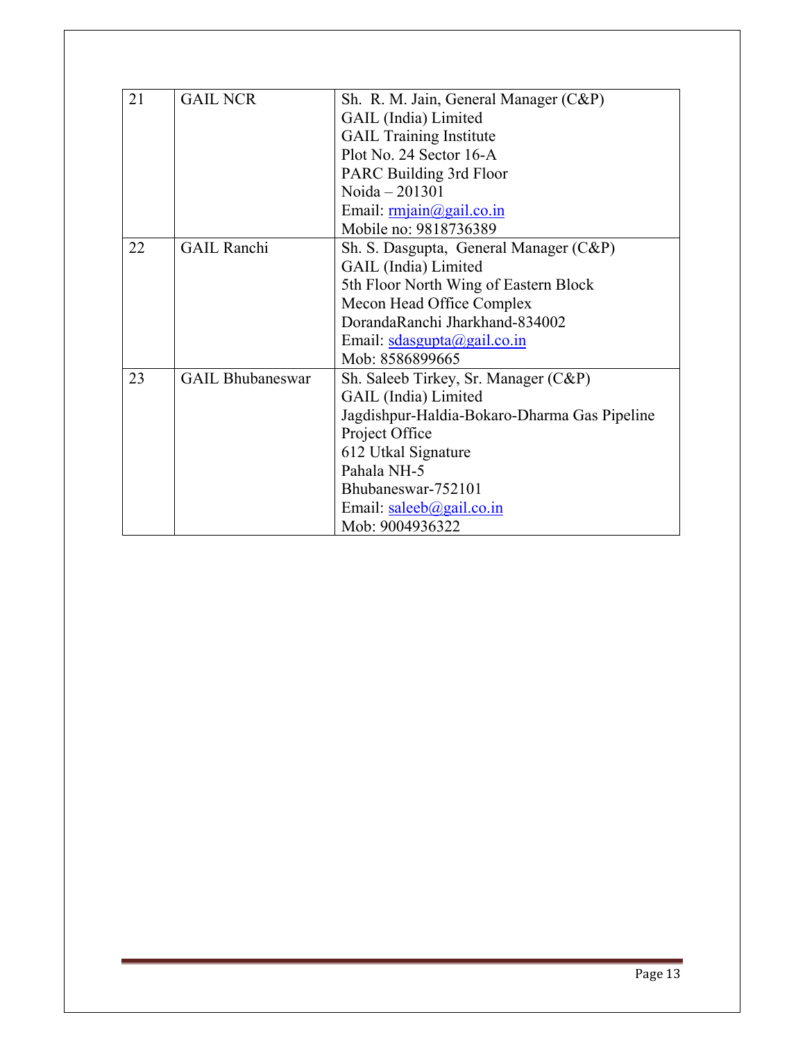| | | |
|---|---|---|
| 21 | GAIL NCR | Sh. R. M. Jain, General Manager (C&P)<br>GAIL (India) Limited<br>GAIL Training Institute<br>Plot No. 24 Sector 16-A<br>PARC Building 3rd Floor<br>Noida – 201301<br>Email: rmjain@gail.co.in<br>Mobile no: 9818736389 |
| 22 | GAIL Ranchi | Sh. S. Dasgupta, General Manager (C&P)<br>GAIL (India) Limited<br>5th Floor North Wing of Eastern Block<br>Mecon Head Office Complex<br>DorandaRanchi Jharkhand-834002<br>Email: sdasgupta@gail.co.in<br>Mob: 8586899665 |
| 23 | GAIL Bhubaneswar | Sh. Saleeb Tirkey, Sr. Manager (C&P)<br>GAIL (India) Limited<br>Jagdishpur-Haldia-Bokaro-Dharma Gas Pipeline Project Office<br>612 Utkal Signature<br>Pahala NH-5<br>Bhubaneswar-752101<br>Email: saleeb@gail.co.in<br>Mob: 9004936322 |